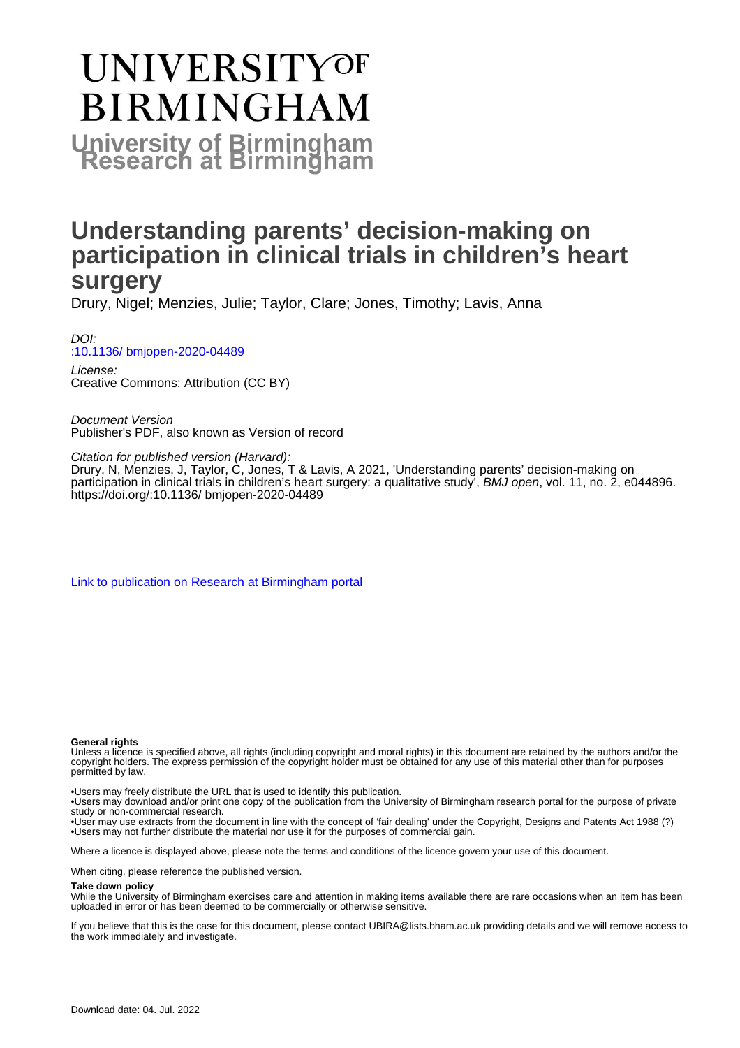# UNIVERSITY OF BIRMINGHAM

**University of Birmingham Research at Birmingham**

# Understanding parents' decision-making on participation in clinical trials in children's heart surgery

Drury, Nigel; Menzies, Julie; Taylor, Clare; Jones, Timothy; Lavis, Anna

*DOI:*
:10.1136/ bmjopen-2020-04489

*License:*
Creative Commons: Attribution (CC BY)

*Document Version*
Publisher's PDF, also known as Version of record

*Citation for published version (Harvard):*
Drury, N, Menzies, J, Taylor, C, Jones, T & Lavis, A 2021, 'Understanding parents' decision-making on participation in clinical trials in children's heart surgery: a qualitative study', *BMJ open*, vol. 11, no. 2, e044896. https://doi.org/:10.1136/ bmjopen-2020-04489

Link to publication on Research at Birmingham portal

**General rights**

Unless a licence is specified above, all rights (including copyright and moral rights) in this document are retained by the authors and/or the copyright holders. The express permission of the copyright holder must be obtained for any use of this material other than for purposes permitted by law.

•Users may freely distribute the URL that is used to identify this publication.
•Users may download and/or print one copy of the publication from the University of Birmingham research portal for the purpose of private study or non-commercial research.
•User may use extracts from the document in line with the concept of 'fair dealing' under the Copyright, Designs and Patents Act 1988 (?)
•Users may not further distribute the material nor use it for the purposes of commercial gain.

Where a licence is displayed above, please note the terms and conditions of the licence govern your use of this document.

When citing, please reference the published version.

**Take down policy**

While the University of Birmingham exercises care and attention in making items available there are rare occasions when an item has been uploaded in error or has been deemed to be commercially or otherwise sensitive.

If you believe that this is the case for this document, please contact UBIRA@lists.bham.ac.uk providing details and we will remove access to the work immediately and investigate.

Download date: 04. Jul. 2022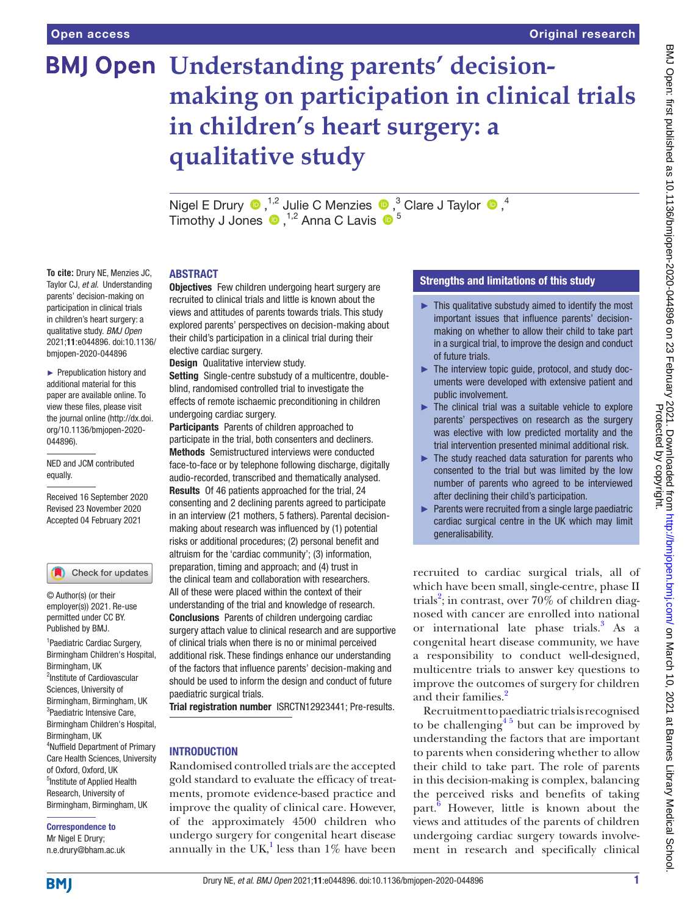# Understanding parents' decision-making on participation in clinical trials in children's heart surgery: a qualitative study

Nigel E Drury [1,2], Julie C Menzies [3], Clare J Taylor [4], Timothy J Jones [1,2], Anna C Lavis [5]

**To cite:** Drury NE, Menzies JC, Taylor CJ, *et al.* Understanding parents' decision-making on participation in clinical trials in children's heart surgery: a qualitative study. *BMJ Open* 2021;**11**:e044896. doi:10.1136/bmjopen-2020-044896

► Prepublication history and additional material for this paper are available online. To view these files, please visit the journal online (http://dx.doi.org/10.1136/bmjopen-2020-044896).

NED and JCM contributed equally.

Received 16 September 2020
Revised 23 November 2020
Accepted 04 February 2021

© Author(s) (or their employer(s)) 2021. Re-use permitted under CC BY. Published by BMJ.

[1]Paediatric Cardiac Surgery, Birmingham Children's Hospital, Birmingham, UK
[2]Institute of Cardiovascular Sciences, University of Birmingham, Birmingham, UK
[3]Paediatric Intensive Care, Birmingham Children's Hospital, Birmingham, UK
[4]Nuffield Department of Primary Care Health Sciences, University of Oxford, Oxford, UK
[5]Institute of Applied Health Research, University of Birmingham, Birmingham, UK

**Correspondence to**
Mr Nigel E Drury;
n.e.drury@bham.ac.uk

## ABSTRACT

**Objectives** Few children undergoing heart surgery are recruited to clinical trials and little is known about the views and attitudes of parents towards trials. This study explored parents' perspectives on decision-making about their child's participation in a clinical trial during their elective cardiac surgery.

**Design** Qualitative interview study.

**Setting** Single-centre substudy of a multicentre, double-blind, randomised controlled trial to investigate the effects of remote ischaemic preconditioning in children undergoing cardiac surgery.

**Participants** Parents of children approached to participate in the trial, both consenters and decliners.

**Methods** Semistructured interviews were conducted face-to-face or by telephone following discharge, digitally audio-recorded, transcribed and thematically analysed.

**Results** Of 46 patients approached for the trial, 24 consenting and 2 declining parents agreed to participate in an interview (21 mothers, 5 fathers). Parental decision-making about research was influenced by (1) potential risks or additional procedures; (2) personal benefit and altruism for the 'cardiac community'; (3) information, preparation, timing and approach; and (4) trust in the clinical team and collaboration with researchers. All of these were placed within the context of their understanding of the trial and knowledge of research.

**Conclusions** Parents of children undergoing cardiac surgery attach value to clinical research and are supportive of clinical trials when there is no or minimal perceived additional risk. These findings enhance our understanding of the factors that influence parents' decision-making and should be used to inform the design and conduct of future paediatric surgical trials.

**Trial registration number** ISRCTN12923441; Pre-results.

## Strengths and limitations of this study

► This qualitative substudy aimed to identify the most important issues that influence parents' decision-making on whether to allow their child to take part in a surgical trial, to improve the design and conduct of future trials.

► The interview topic guide, protocol, and study documents were developed with extensive patient and public involvement.

► The clinical trial was a suitable vehicle to explore parents' perspectives on research as the surgery was elective with low predicted mortality and the trial intervention presented minimal additional risk.

► The study reached data saturation for parents who consented to the trial but was limited by the low number of parents who agreed to be interviewed after declining their child's participation.

► Parents were recruited from a single large paediatric cardiac surgical centre in the UK which may limit generalisability.

## INTRODUCTION

Randomised controlled trials are the accepted gold standard to evaluate the efficacy of treatments, promote evidence-based practice and improve the quality of clinical care. However, of the approximately 4500 children who undergo surgery for congenital heart disease annually in the UK,[1] less than 1% have been recruited to cardiac surgical trials, all of which have been small, single-centre, phase II trials[2]; in contrast, over 70% of children diagnosed with cancer are enrolled into national or international late phase trials.[3] As a congenital heart disease community, we have a responsibility to conduct well-designed, multicentre trials to answer key questions to improve the outcomes of surgery for children and their families.[2]

Recruitment to paediatric trials is recognised to be challenging[4,5] but can be improved by understanding the factors that are important to parents when considering whether to allow their child to take part. The role of parents in this decision-making is complex, balancing the perceived risks and benefits of taking part.[6] However, little is known about the views and attitudes of the parents of children undergoing cardiac surgery towards involvement in research and specifically clinical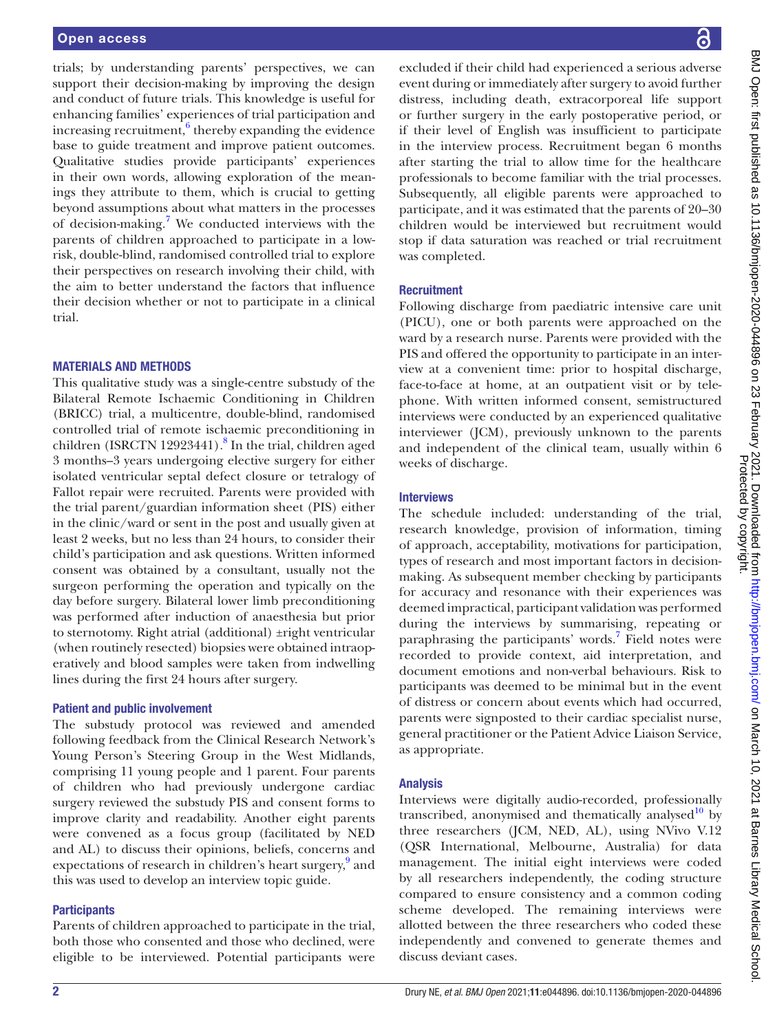trials; by understanding parents' perspectives, we can support their decision-making by improving the design and conduct of future trials. This knowledge is useful for enhancing families' experiences of trial participation and increasing recruitment,[6] thereby expanding the evidence base to guide treatment and improve patient outcomes. Qualitative studies provide participants' experiences in their own words, allowing exploration of the meanings they attribute to them, which is crucial to getting beyond assumptions about what matters in the processes of decision-making.[7] We conducted interviews with the parents of children approached to participate in a low-risk, double-blind, randomised controlled trial to explore their perspectives on research involving their child, with the aim to better understand the factors that influence their decision whether or not to participate in a clinical trial.

## MATERIALS AND METHODS

This qualitative study was a single-centre substudy of the Bilateral Remote Ischaemic Conditioning in Children (BRICC) trial, a multicentre, double-blind, randomised controlled trial of remote ischaemic preconditioning in children (ISRCTN 12923441).[8] In the trial, children aged 3 months–3 years undergoing elective surgery for either isolated ventricular septal defect closure or tetralogy of Fallot repair were recruited. Parents were provided with the trial parent/guardian information sheet (PIS) either in the clinic/ward or sent in the post and usually given at least 2 weeks, but no less than 24 hours, to consider their child's participation and ask questions. Written informed consent was obtained by a consultant, usually not the surgeon performing the operation and typically on the day before surgery. Bilateral lower limb preconditioning was performed after induction of anaesthesia but prior to sternotomy. Right atrial (additional) ±right ventricular (when routinely resected) biopsies were obtained intraoperatively and blood samples were taken from indwelling lines during the first 24 hours after surgery.

### Patient and public involvement

The substudy protocol was reviewed and amended following feedback from the Clinical Research Network's Young Person's Steering Group in the West Midlands, comprising 11 young people and 1 parent. Four parents of children who had previously undergone cardiac surgery reviewed the substudy PIS and consent forms to improve clarity and readability. Another eight parents were convened as a focus group (facilitated by NED and AL) to discuss their opinions, beliefs, concerns and expectations of research in children's heart surgery,[9] and this was used to develop an interview topic guide.

### Participants

Parents of children approached to participate in the trial, both those who consented and those who declined, were eligible to be interviewed. Potential participants were excluded if their child had experienced a serious adverse event during or immediately after surgery to avoid further distress, including death, extracorporeal life support or further surgery in the early postoperative period, or if their level of English was insufficient to participate in the interview process. Recruitment began 6 months after starting the trial to allow time for the healthcare professionals to become familiar with the trial processes. Subsequently, all eligible parents were approached to participate, and it was estimated that the parents of 20–30 children would be interviewed but recruitment would stop if data saturation was reached or trial recruitment was completed.

### Recruitment

Following discharge from paediatric intensive care unit (PICU), one or both parents were approached on the ward by a research nurse. Parents were provided with the PIS and offered the opportunity to participate in an interview at a convenient time: prior to hospital discharge, face-to-face at home, at an outpatient visit or by telephone. With written informed consent, semistructured interviews were conducted by an experienced qualitative interviewer (JCM), previously unknown to the parents and independent of the clinical team, usually within 6 weeks of discharge.

### Interviews

The schedule included: understanding of the trial, research knowledge, provision of information, timing of approach, acceptability, motivations for participation, types of research and most important factors in decision-making. As subsequent member checking by participants for accuracy and resonance with their experiences was deemed impractical, participant validation was performed during the interviews by summarising, repeating or paraphrasing the participants' words.[7] Field notes were recorded to provide context, aid interpretation, and document emotions and non-verbal behaviours. Risk to participants was deemed to be minimal but in the event of distress or concern about events which had occurred, parents were signposted to their cardiac specialist nurse, general practitioner or the Patient Advice Liaison Service, as appropriate.

### Analysis

Interviews were digitally audio-recorded, professionally transcribed, anonymised and thematically analysed[10] by three researchers (JCM, NED, AL), using NVivo V.12 (QSR International, Melbourne, Australia) for data management. The initial eight interviews were coded by all researchers independently, the coding structure compared to ensure consistency and a common coding scheme developed. The remaining interviews were allotted between the three researchers who coded these independently and convened to generate themes and discuss deviant cases.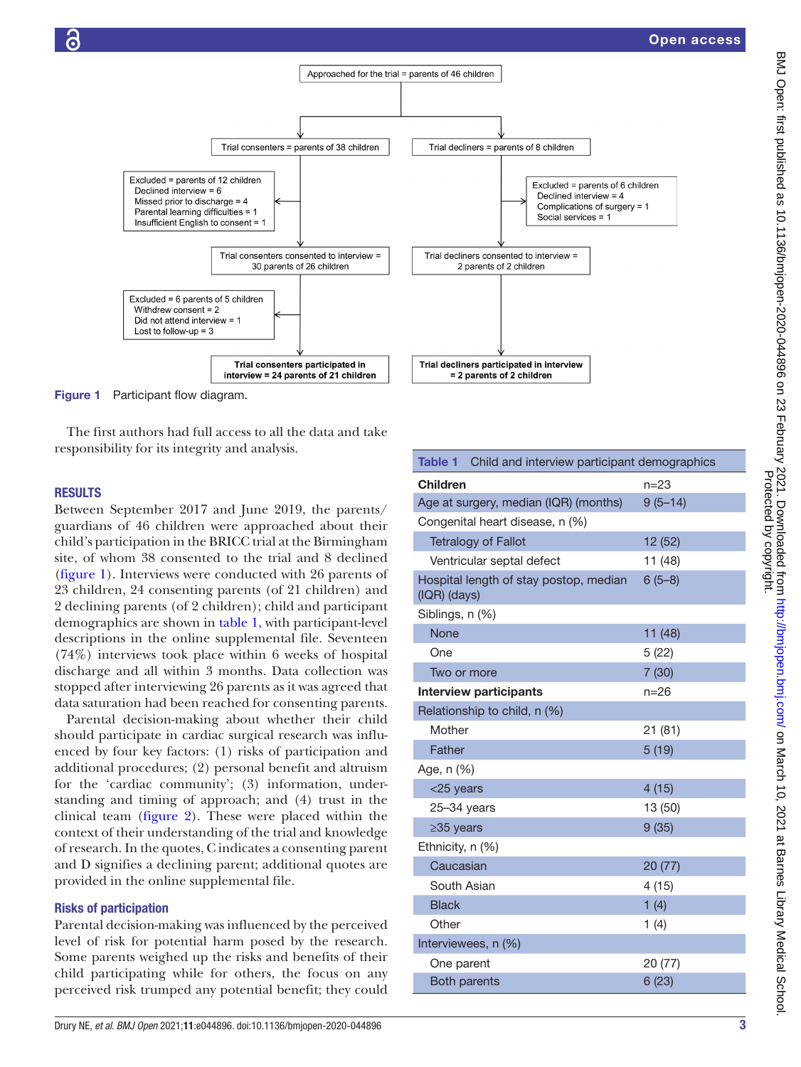Approached for the trial = parents of 46 children

- Trial consenters = parents of 38 children
  - Excluded = parents of 12 children
    - Declined interview = 6
    - Missed prior to discharge = 4
    - Parental learning difficulties = 1
    - Insufficient English to consent = 1
  - Trial consenters consented to interview = 30 parents of 26 children
  - Excluded = 6 parents of 5 children
    - Withdrew consent = 2
    - Did not attend interview = 1
    - Lost to follow-up = 3
  - **Trial consenters participated in interview = 24 parents of 21 children**
- Trial decliners = parents of 8 children
  - Excluded = parents of 6 children
    - Declined interview = 4
    - Complications of surgery = 1
    - Social services = 1
  - Trial decliners consented to interview = 2 parents of 2 children
  - **Trial decliners participated in interview = 2 parents of 2 children**

**Figure 1** Participant flow diagram.

The first authors had full access to all the data and take responsibility for its integrity and analysis.

## RESULTS

Between September 2017 and June 2019, the parents/guardians of 46 children were approached about their child's participation in the BRICC trial at the Birmingham site, of whom 38 consented to the trial and 8 declined (figure 1). Interviews were conducted with 26 parents of 23 children, 24 consenting parents (of 21 children) and 2 declining parents (of 2 children); child and participant demographics are shown in table 1, with participant-level descriptions in the online supplemental file. Seventeen (74%) interviews took place within 6 weeks of hospital discharge and all within 3 months. Data collection was stopped after interviewing 26 parents as it was agreed that data saturation had been reached for consenting parents.

Parental decision-making about whether their child should participate in cardiac surgical research was influenced by four key factors: (1) risks of participation and additional procedures; (2) personal benefit and altruism for the 'cardiac community'; (3) information, understanding and timing of approach; and (4) trust in the clinical team (figure 2). These were placed within the context of their understanding of the trial and knowledge of research. In the quotes, C indicates a consenting parent and D signifies a declining parent; additional quotes are provided in the online supplemental file.

### Risks of participation

Parental decision-making was influenced by the perceived level of risk for potential harm posed by the research. Some parents weighed up the risks and benefits of their child participating while for others, the focus on any perceived risk trumped any potential benefit; they could

**Table 1** Child and interview participant demographics

| | |
|---|---|
| **Children** | n=23 |
| Age at surgery, median (IQR) (months) | 9 (5–14) |
| Congenital heart disease, n (%) | |
| Tetralogy of Fallot | 12 (52) |
| Ventricular septal defect | 11 (48) |
| Hospital length of stay postop, median (IQR) (days) | 6 (5–8) |
| Siblings, n (%) | |
| None | 11 (48) |
| One | 5 (22) |
| Two or more | 7 (30) |
| **Interview participants** | n=26 |
| Relationship to child, n (%) | |
| Mother | 21 (81) |
| Father | 5 (19) |
| Age, n (%) | |
| <25 years | 4 (15) |
| 25–34 years | 13 (50) |
| ≥35 years | 9 (35) |
| Ethnicity, n (%) | |
| Caucasian | 20 (77) |
| South Asian | 4 (15) |
| Black | 1 (4) |
| Other | 1 (4) |
| Interviewees, n (%) | |
| One parent | 20 (77) |
| Both parents | 6 (23) |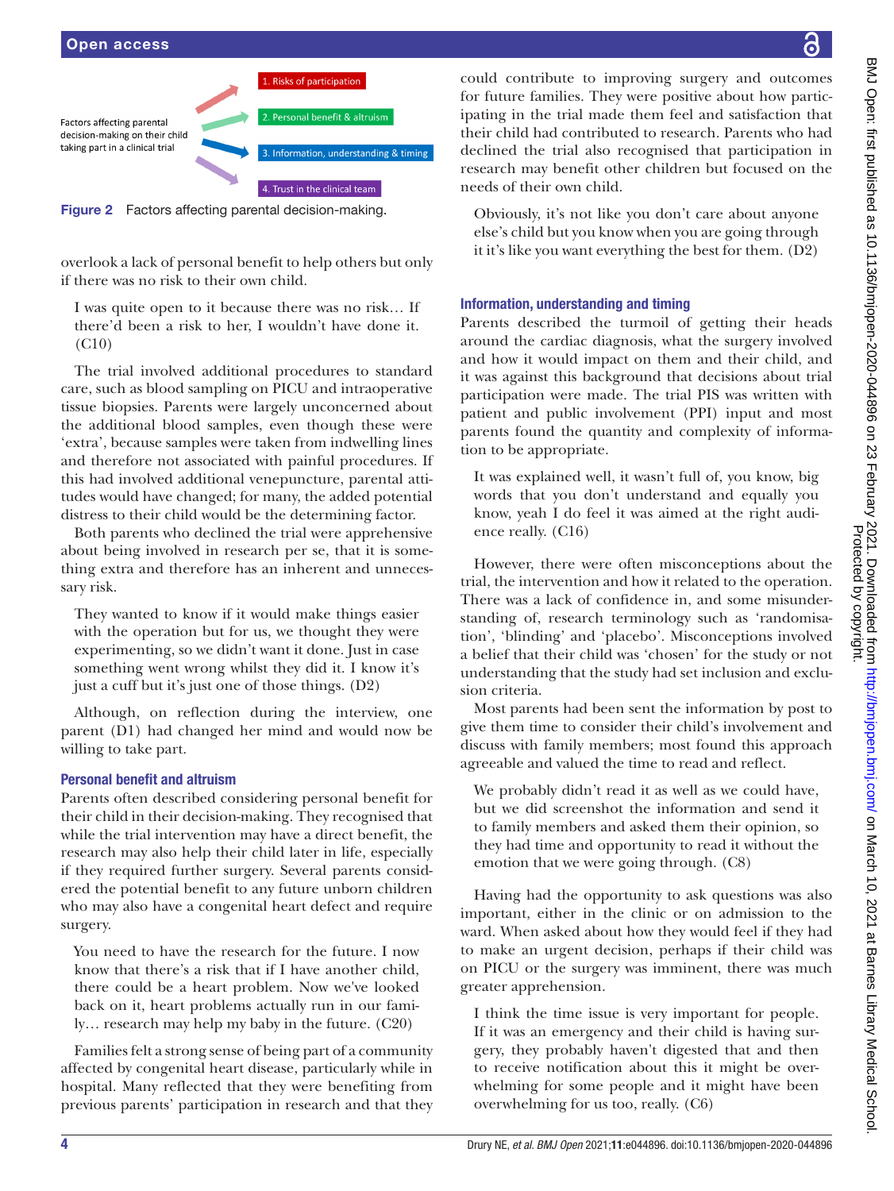Factors affecting parental decision-making on their child taking part in a clinical trial

1. Risks of participation
2. Personal benefit & altruism
3. Information, understanding & timing
4. Trust in the clinical team

**Figure 2** Factors affecting parental decision-making.

overlook a lack of personal benefit to help others but only if there was no risk to their own child.

> I was quite open to it because there was no risk… If there'd been a risk to her, I wouldn't have done it. (C10)

The trial involved additional procedures to standard care, such as blood sampling on PICU and intraoperative tissue biopsies. Parents were largely unconcerned about the additional blood samples, even though these were 'extra', because samples were taken from indwelling lines and therefore not associated with painful procedures. If this had involved additional venepuncture, parental attitudes would have changed; for many, the added potential distress to their child would be the determining factor.

Both parents who declined the trial were apprehensive about being involved in research per se, that it is something extra and therefore has an inherent and unnecessary risk.

> They wanted to know if it would make things easier with the operation but for us, we thought they were experimenting, so we didn't want it done. Just in case something went wrong whilst they did it. I know it's just a cuff but it's just one of those things. (D2)

Although, on reflection during the interview, one parent (D1) had changed her mind and would now be willing to take part.

### Personal benefit and altruism

Parents often described considering personal benefit for their child in their decision-making. They recognised that while the trial intervention may have a direct benefit, the research may also help their child later in life, especially if they required further surgery. Several parents considered the potential benefit to any future unborn children who may also have a congenital heart defect and require surgery.

> You need to have the research for the future. I now know that there's a risk that if I have another child, there could be a heart problem. Now we've looked back on it, heart problems actually run in our family… research may help my baby in the future. (C20)

Families felt a strong sense of being part of a community affected by congenital heart disease, particularly while in hospital. Many reflected that they were benefiting from previous parents' participation in research and that they could contribute to improving surgery and outcomes for future families. They were positive about how participating in the trial made them feel and satisfaction that their child had contributed to research. Parents who had declined the trial also recognised that participation in research may benefit other children but focused on the needs of their own child.

> Obviously, it's not like you don't care about anyone else's child but you know when you are going through it it's like you want everything the best for them. (D2)

### Information, understanding and timing

Parents described the turmoil of getting their heads around the cardiac diagnosis, what the surgery involved and how it would impact on them and their child, and it was against this background that decisions about trial participation were made. The trial PIS was written with patient and public involvement (PPI) input and most parents found the quantity and complexity of information to be appropriate.

> It was explained well, it wasn't full of, you know, big words that you don't understand and equally you know, yeah I do feel it was aimed at the right audience really. (C16)

However, there were often misconceptions about the trial, the intervention and how it related to the operation. There was a lack of confidence in, and some misunderstanding of, research terminology such as 'randomisation', 'blinding' and 'placebo'. Misconceptions involved a belief that their child was 'chosen' for the study or not understanding that the study had set inclusion and exclusion criteria.

Most parents had been sent the information by post to give them time to consider their child's involvement and discuss with family members; most found this approach agreeable and valued the time to read and reflect.

> We probably didn't read it as well as we could have, but we did screenshot the information and send it to family members and asked them their opinion, so they had time and opportunity to read it without the emotion that we were going through. (C8)

Having had the opportunity to ask questions was also important, either in the clinic or on admission to the ward. When asked about how they would feel if they had to make an urgent decision, perhaps if their child was on PICU or the surgery was imminent, there was much greater apprehension.

> I think the time issue is very important for people. If it was an emergency and their child is having surgery, they probably haven't digested that and then to receive notification about this it might be overwhelming for some people and it might have been overwhelming for us too, really. (C6)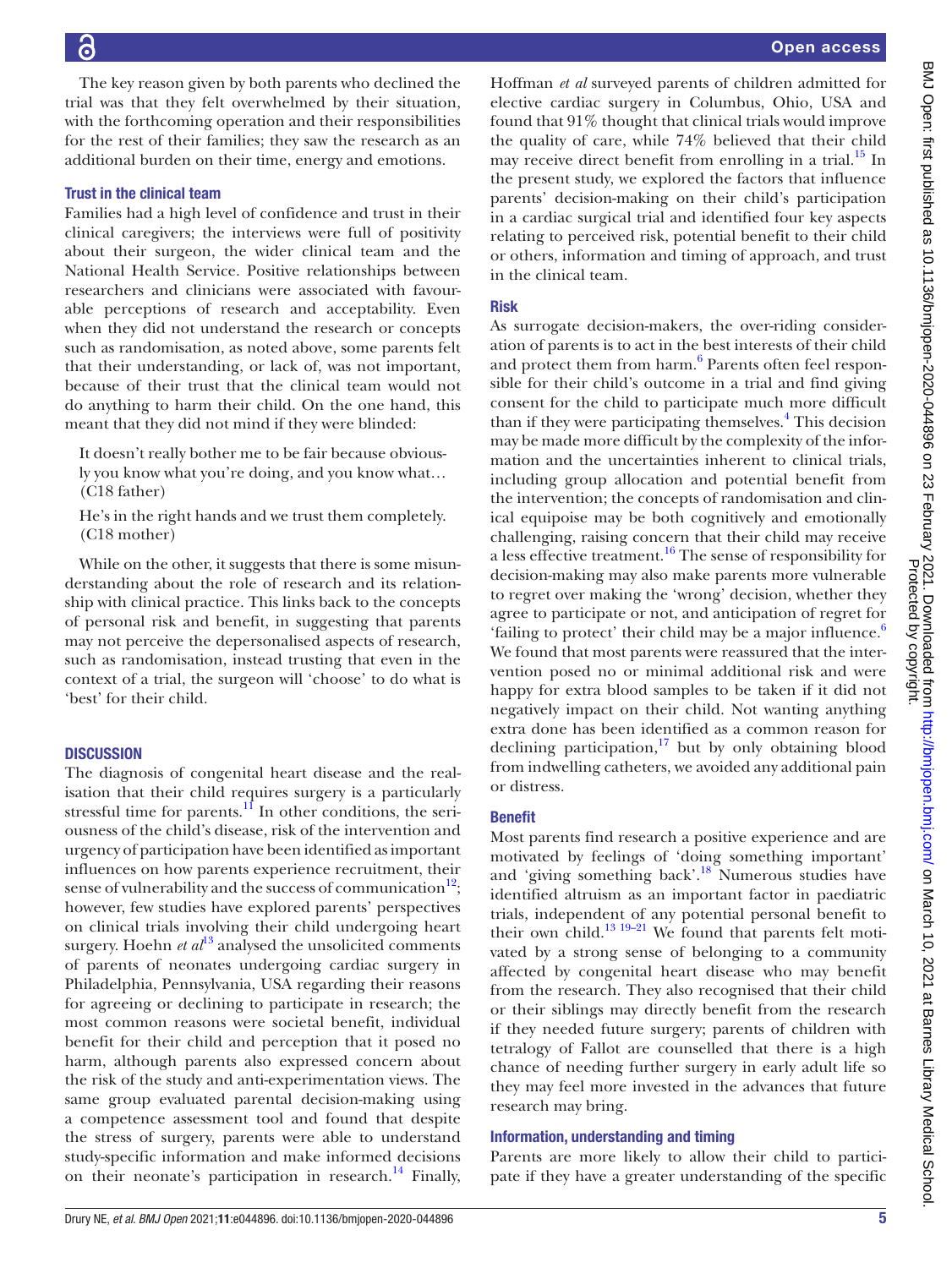The key reason given by both parents who declined the trial was that they felt overwhelmed by their situation, with the forthcoming operation and their responsibilities for the rest of their families; they saw the research as an additional burden on their time, energy and emotions.

### Trust in the clinical team

Families had a high level of confidence and trust in their clinical caregivers; the interviews were full of positivity about their surgeon, the wider clinical team and the National Health Service. Positive relationships between researchers and clinicians were associated with favourable perceptions of research and acceptability. Even when they did not understand the research or concepts such as randomisation, as noted above, some parents felt that their understanding, or lack of, was not important, because of their trust that the clinical team would not do anything to harm their child. On the one hand, this meant that they did not mind if they were blinded:

> It doesn't really bother me to be fair because obviously you know what you're doing, and you know what… (C18 father)

> He's in the right hands and we trust them completely. (C18 mother)

While on the other, it suggests that there is some misunderstanding about the role of research and its relationship with clinical practice. This links back to the concepts of personal risk and benefit, in suggesting that parents may not perceive the depersonalised aspects of research, such as randomisation, instead trusting that even in the context of a trial, the surgeon will 'choose' to do what is 'best' for their child.

## DISCUSSION

The diagnosis of congenital heart disease and the realisation that their child requires surgery is a particularly stressful time for parents.[11] In other conditions, the seriousness of the child's disease, risk of the intervention and urgency of participation have been identified as important influences on how parents experience recruitment, their sense of vulnerability and the success of communication[12]; however, few studies have explored parents' perspectives on clinical trials involving their child undergoing heart surgery. Hoehn *et al*[13] analysed the unsolicited comments of parents of neonates undergoing cardiac surgery in Philadelphia, Pennsylvania, USA regarding their reasons for agreeing or declining to participate in research; the most common reasons were societal benefit, individual benefit for their child and perception that it posed no harm, although parents also expressed concern about the risk of the study and anti-experimentation views. The same group evaluated parental decision-making using a competence assessment tool and found that despite the stress of surgery, parents were able to understand study-specific information and make informed decisions on their neonate's participation in research.[14] Finally, Hoffman *et al* surveyed parents of children admitted for elective cardiac surgery in Columbus, Ohio, USA and found that 91% thought that clinical trials would improve the quality of care, while 74% believed that their child may receive direct benefit from enrolling in a trial.[15] In the present study, we explored the factors that influence parents' decision-making on their child's participation in a cardiac surgical trial and identified four key aspects relating to perceived risk, potential benefit to their child or others, information and timing of approach, and trust in the clinical team.

### Risk

As surrogate decision-makers, the over-riding consideration of parents is to act in the best interests of their child and protect them from harm.[6] Parents often feel responsible for their child's outcome in a trial and find giving consent for the child to participate much more difficult than if they were participating themselves.[4] This decision may be made more difficult by the complexity of the information and the uncertainties inherent to clinical trials, including group allocation and potential benefit from the intervention; the concepts of randomisation and clinical equipoise may be both cognitively and emotionally challenging, raising concern that their child may receive a less effective treatment.[16] The sense of responsibility for decision-making may also make parents more vulnerable to regret over making the 'wrong' decision, whether they agree to participate or not, and anticipation of regret for 'failing to protect' their child may be a major influence.[6] We found that most parents were reassured that the intervention posed no or minimal additional risk and were happy for extra blood samples to be taken if it did not negatively impact on their child. Not wanting anything extra done has been identified as a common reason for declining participation,[17] but by only obtaining blood from indwelling catheters, we avoided any additional pain or distress.

### Benefit

Most parents find research a positive experience and are motivated by feelings of 'doing something important' and 'giving something back'.[18] Numerous studies have identified altruism as an important factor in paediatric trials, independent of any potential personal benefit to their own child.[13 19–21] We found that parents felt motivated by a strong sense of belonging to a community affected by congenital heart disease who may benefit from the research. They also recognised that their child or their siblings may directly benefit from the research if they needed future surgery; parents of children with tetralogy of Fallot are counselled that there is a high chance of needing further surgery in early adult life so they may feel more invested in the advances that future research may bring.

### Information, understanding and timing

Parents are more likely to allow their child to participate if they have a greater understanding of the specific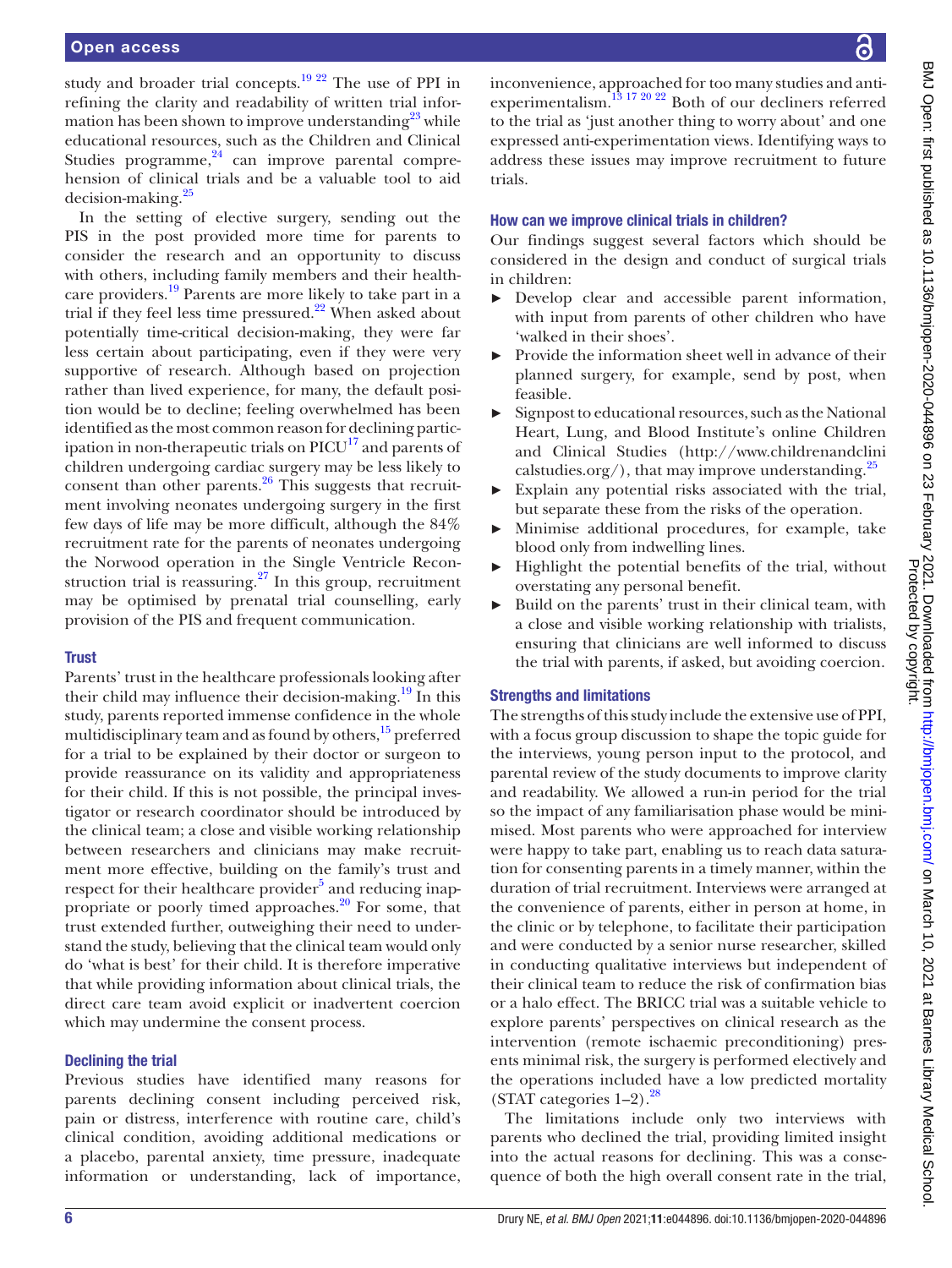study and broader trial concepts.[19 22] The use of PPI in refining the clarity and readability of written trial information has been shown to improve understanding[23] while educational resources, such as the Children and Clinical Studies programme,[24] can improve parental comprehension of clinical trials and be a valuable tool to aid decision-making.[25]

In the setting of elective surgery, sending out the PIS in the post provided more time for parents to consider the research and an opportunity to discuss with others, including family members and their healthcare providers.[19] Parents are more likely to take part in a trial if they feel less time pressured.[22] When asked about potentially time-critical decision-making, they were far less certain about participating, even if they were very supportive of research. Although based on projection rather than lived experience, for many, the default position would be to decline; feeling overwhelmed has been identified as the most common reason for declining participation in non-therapeutic trials on PICU[17] and parents of children undergoing cardiac surgery may be less likely to consent than other parents.[26] This suggests that recruitment involving neonates undergoing surgery in the first few days of life may be more difficult, although the 84% recruitment rate for the parents of neonates undergoing the Norwood operation in the Single Ventricle Reconstruction trial is reassuring.[27] In this group, recruitment may be optimised by prenatal trial counselling, early provision of the PIS and frequent communication.

### Trust

Parents' trust in the healthcare professionals looking after their child may influence their decision-making.[19] In this study, parents reported immense confidence in the whole multidisciplinary team and as found by others,[15] preferred for a trial to be explained by their doctor or surgeon to provide reassurance on its validity and appropriateness for their child. If this is not possible, the principal investigator or research coordinator should be introduced by the clinical team; a close and visible working relationship between researchers and clinicians may make recruitment more effective, building on the family's trust and respect for their healthcare provider[5] and reducing inappropriate or poorly timed approaches.[20] For some, that trust extended further, outweighing their need to understand the study, believing that the clinical team would only do 'what is best' for their child. It is therefore imperative that while providing information about clinical trials, the direct care team avoid explicit or inadvertent coercion which may undermine the consent process.

### Declining the trial

Previous studies have identified many reasons for parents declining consent including perceived risk, pain or distress, interference with routine care, child's clinical condition, avoiding additional medications or a placebo, parental anxiety, time pressure, inadequate information or understanding, lack of importance, inconvenience, approached for too many studies and anti-experimentalism.[13 17 20 22] Both of our decliners referred to the trial as 'just another thing to worry about' and one expressed anti-experimentation views. Identifying ways to address these issues may improve recruitment to future trials.

### How can we improve clinical trials in children?

Our findings suggest several factors which should be considered in the design and conduct of surgical trials in children:

- Develop clear and accessible parent information, with input from parents of other children who have 'walked in their shoes'.
- Provide the information sheet well in advance of their planned surgery, for example, send by post, when feasible.
- Signpost to educational resources, such as the National Heart, Lung, and Blood Institute's online Children and Clinical Studies (http://www.childrenandclinicalstudies.org/), that may improve understanding.[25]
- Explain any potential risks associated with the trial, but separate these from the risks of the operation.
- Minimise additional procedures, for example, take blood only from indwelling lines.
- Highlight the potential benefits of the trial, without overstating any personal benefit.
- Build on the parents' trust in their clinical team, with a close and visible working relationship with trialists, ensuring that clinicians are well informed to discuss the trial with parents, if asked, but avoiding coercion.

### Strengths and limitations

The strengths of this study include the extensive use of PPI, with a focus group discussion to shape the topic guide for the interviews, young person input to the protocol, and parental review of the study documents to improve clarity and readability. We allowed a run-in period for the trial so the impact of any familiarisation phase would be minimised. Most parents who were approached for interview were happy to take part, enabling us to reach data saturation for consenting parents in a timely manner, within the duration of trial recruitment. Interviews were arranged at the convenience of parents, either in person at home, in the clinic or by telephone, to facilitate their participation and were conducted by a senior nurse researcher, skilled in conducting qualitative interviews but independent of their clinical team to reduce the risk of confirmation bias or a halo effect. The BRICC trial was a suitable vehicle to explore parents' perspectives on clinical research as the intervention (remote ischaemic preconditioning) presents minimal risk, the surgery is performed electively and the operations included have a low predicted mortality (STAT categories 1–2).[28]

The limitations include only two interviews with parents who declined the trial, providing limited insight into the actual reasons for declining. This was a consequence of both the high overall consent rate in the trial,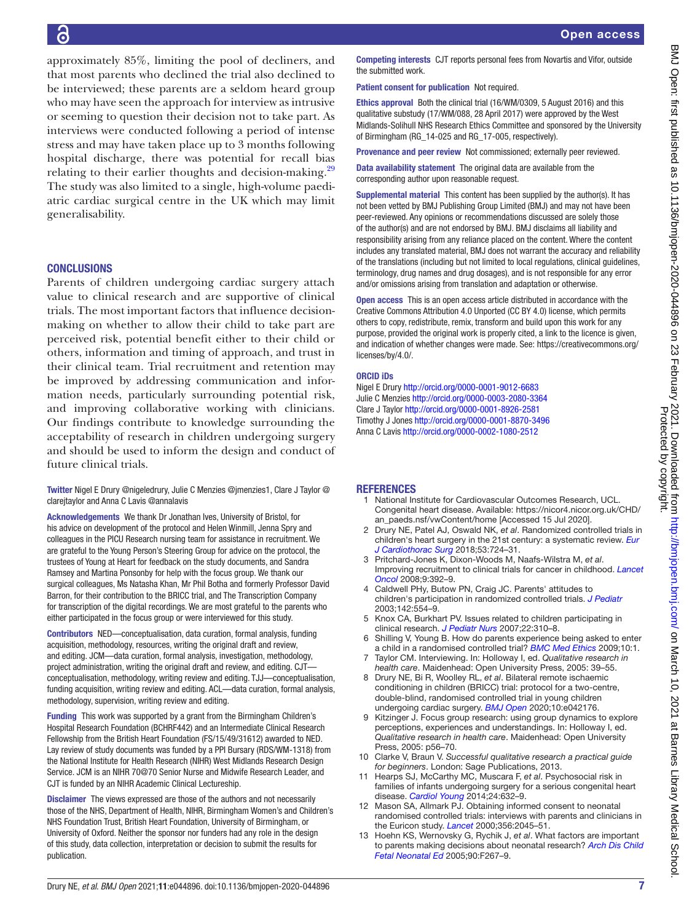approximately 85%, limiting the pool of decliners, and that most parents who declined the trial also declined to be interviewed; these parents are a seldom heard group who may have seen the approach for interview as intrusive or seeming to question their decision not to take part. As interviews were conducted following a period of intense stress and may have taken place up to 3 months following hospital discharge, there was potential for recall bias relating to their earlier thoughts and decision-making.[29] The study was also limited to a single, high-volume paediatric cardiac surgical centre in the UK which may limit generalisability.

## CONCLUSIONS

Parents of children undergoing cardiac surgery attach value to clinical research and are supportive of clinical trials. The most important factors that influence decision-making on whether to allow their child to take part are perceived risk, potential benefit either to their child or others, information and timing of approach, and trust in their clinical team. Trial recruitment and retention may be improved by addressing communication and information needs, particularly surrounding potential risk, and improving collaborative working with clinicians. Our findings contribute to knowledge surrounding the acceptability of research in children undergoing surgery and should be used to inform the design and conduct of future clinical trials.

**Twitter** Nigel E Drury @nigeledrury, Julie C Menzies @jmenzies1, Clare J Taylor @clarejtaylor and Anna C Lavis @annalavis

**Acknowledgements** We thank Dr Jonathan Ives, University of Bristol, for his advice on development of the protocol and Helen Winmill, Jenna Spry and colleagues in the PICU Research nursing team for assistance in recruitment. We are grateful to the Young Person's Steering Group for advice on the protocol, the trustees of Young at Heart for feedback on the study documents, and Sandra Ramsey and Martina Ponsonby for help with the focus group. We thank our surgical colleagues, Ms Natasha Khan, Mr Phil Botha and formerly Professor David Barron, for their contribution to the BRICC trial, and The Transcription Company for transcription of the digital recordings. We are most grateful to the parents who either participated in the focus group or were interviewed for this study.

**Contributors** NED—conceptualisation, data curation, formal analysis, funding acquisition, methodology, resources, writing the original draft and review, and editing. JCM—data curation, formal analysis, investigation, methodology, project administration, writing the original draft and review, and editing. CJT—conceptualisation, methodology, writing review and editing. TJJ—conceptualisation, funding acquisition, writing review and editing. ACL—data curation, formal analysis, methodology, supervision, writing review and editing.

**Funding** This work was supported by a grant from the Birmingham Children's Hospital Research Foundation (BCHRF442) and an Intermediate Clinical Research Fellowship from the British Heart Foundation (FS/15/49/31612) awarded to NED. Lay review of study documents was funded by a PPI Bursary (RDS/WM-1318) from the National Institute for Health Research (NIHR) West Midlands Research Design Service. JCM is an NIHR 70@70 Senior Nurse and Midwife Research Leader, and CJT is funded by an NIHR Academic Clinical Lectureship.

**Disclaimer** The views expressed are those of the authors and not necessarily those of the NHS, Department of Health, NIHR, Birmingham Women's and Children's NHS Foundation Trust, British Heart Foundation, University of Birmingham, or University of Oxford. Neither the sponsor nor funders had any role in the design of this study, data collection, interpretation or decision to submit the results for publication.

**Competing interests** CJT reports personal fees from Novartis and Vifor, outside the submitted work.

**Patient consent for publication** Not required.

**Ethics approval** Both the clinical trial (16/WM/0309, 5 August 2016) and this qualitative substudy (17/WM/088, 28 April 2017) were approved by the West Midlands-Solihull NHS Research Ethics Committee and sponsored by the University of Birmingham (RG_14-025 and RG_17-005, respectively).

**Provenance and peer review** Not commissioned; externally peer reviewed.

**Data availability statement** The original data are available from the corresponding author upon reasonable request.

**Supplemental material** This content has been supplied by the author(s). It has not been vetted by BMJ Publishing Group Limited (BMJ) and may not have been peer-reviewed. Any opinions or recommendations discussed are solely those of the author(s) and are not endorsed by BMJ. BMJ disclaims all liability and responsibility arising from any reliance placed on the content. Where the content includes any translated material, BMJ does not warrant the accuracy and reliability of the translations (including but not limited to local regulations, clinical guidelines, terminology, drug names and drug dosages), and is not responsible for any error and/or omissions arising from translation and adaptation or otherwise.

**Open access** This is an open access article distributed in accordance with the Creative Commons Attribution 4.0 Unported (CC BY 4.0) license, which permits others to copy, redistribute, remix, transform and build upon this work for any purpose, provided the original work is properly cited, a link to the licence is given, and indication of whether changes were made. See: https://creativecommons.org/licenses/by/4.0/.

**ORCID iDs**

Nigel E Drury http://orcid.org/0000-0001-9012-6683
Julie C Menzies http://orcid.org/0000-0003-2080-3364
Clare J Taylor http://orcid.org/0000-0001-8926-2581
Timothy J Jones http://orcid.org/0000-0001-8870-3496
Anna C Lavis http://orcid.org/0000-0002-1080-2512

## REFERENCES

1. National Institute for Cardiovascular Outcomes Research, UCL. Congenital heart disease. Available: https://nicor4.nicor.org.uk/CHD/an_paeds.nsf/vwContent/home [Accessed 15 Jul 2020].
2. Drury NE, Patel AJ, Oswald NK, *et al*. Randomized controlled trials in children's heart surgery in the 21st century: a systematic review. *Eur J Cardiothorac Surg* 2018;53:724–31.
3. Pritchard-Jones K, Dixon-Woods M, Naafs-Wilstra M, *et al*. Improving recruitment to clinical trials for cancer in childhood. *Lancet Oncol* 2008;9:392–9.
4. Caldwell PHy, Butow PN, Craig JC. Parents' attitudes to children's participation in randomized controlled trials. *J Pediatr* 2003;142:554–9.
5. Knox CA, Burkhart PV. Issues related to children participating in clinical research. *J Pediatr Nurs* 2007;22:310–8.
6. Shilling V, Young B. How do parents experience being asked to enter a child in a randomised controlled trial? *BMC Med Ethics* 2009;10:1.
7. Taylor CM. Interviewing. In: Holloway I, ed. *Qualitative research in health care*. Maidenhead: Open University Press, 2005: 39–55.
8. Drury NE, Bi R, Woolley RL, *et al*. Bilateral remote ischaemic conditioning in children (BRICC) trial: protocol for a two-centre, double-blind, randomised controlled trial in young children undergoing cardiac surgery. *BMJ Open* 2020;10:e042176.
9. Kitzinger J. Focus group research: using group dynamics to explore perceptions, experiences and understandings. In: Holloway I, ed. *Qualitative research in health care*. Maidenhead: Open University Press, 2005: p56–70.
10. Clarke V, Braun V. *Successful qualitative research a practical guide for beginners*. London: Sage Publications, 2013.
11. Hearps SJ, McCarthy MC, Muscara F, *et al*. Psychosocial risk in families of infants undergoing surgery for a serious congenital heart disease. *Cardiol Young* 2014;24:632–9.
12. Mason SA, Allmark PJ. Obtaining informed consent to neonatal randomised controlled trials: interviews with parents and clinicians in the Euricon study. *Lancet* 2000;356:2045–51.
13. Hoehn KS, Wernovsky G, Rychik J, *et al*. What factors are important to parents making decisions about neonatal research? *Arch Dis Child Fetal Neonatal Ed* 2005;90:F267–9.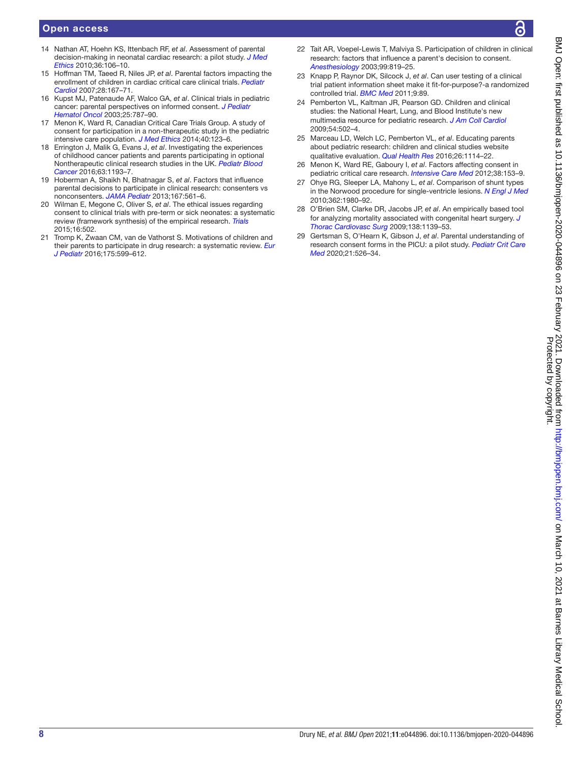14 Nathan AT, Hoehn KS, Ittenbach RF, *et al*. Assessment of parental decision-making in neonatal cardiac research: a pilot study. *J Med Ethics* 2010;36:106–10.
15 Hoffman TM, Taeed R, Niles JP, *et al*. Parental factors impacting the enrollment of children in cardiac critical care clinical trials. *Pediatr Cardiol* 2007;28:167–71.
16 Kupst MJ, Patenaude AF, Walco GA, *et al*. Clinical trials in pediatric cancer: parental perspectives on informed consent. *J Pediatr Hematol Oncol* 2003;25:787–90.
17 Menon K, Ward R, Canadian Critical Care Trials Group. A study of consent for participation in a non-therapeutic study in the pediatric intensive care population. *J Med Ethics* 2014;40:123–6.
18 Errington J, Malik G, Evans J, *et al*. Investigating the experiences of childhood cancer patients and parents participating in optional Nontherapeutic clinical research studies in the UK. *Pediatr Blood Cancer* 2016;63:1193–7.
19 Hoberman A, Shaikh N, Bhatnagar S, *et al*. Factors that influence parental decisions to participate in clinical research: consenters vs nonconsenters. *JAMA Pediatr* 2013;167:561–6.
20 Wilman E, Megone C, Oliver S, *et al*. The ethical issues regarding consent to clinical trials with pre-term or sick neonates: a systematic review (framework synthesis) of the empirical research. *Trials* 2015;16:502.
21 Tromp K, Zwaan CM, van de Vathorst S. Motivations of children and their parents to participate in drug research: a systematic review. *Eur J Pediatr* 2016;175:599–612.
22 Tait AR, Voepel-Lewis T, Malviya S. Participation of children in clinical research: factors that influence a parent's decision to consent. *Anesthesiology* 2003;99:819–25.
23 Knapp P, Raynor DK, Silcock J, *et al*. Can user testing of a clinical trial patient information sheet make it fit-for-purpose?-a randomized controlled trial. *BMC Med* 2011;9:89.
24 Pemberton VL, Kaltman JR, Pearson GD. Children and clinical studies: the National Heart, Lung, and Blood Institute's new multimedia resource for pediatric research. *J Am Coll Cardiol* 2009;54:502–4.
25 Marceau LD, Welch LC, Pemberton VL, *et al*. Educating parents about pediatric research: children and clinical studies website qualitative evaluation. *Qual Health Res* 2016;26:1114–22.
26 Menon K, Ward RE, Gaboury I, *et al*. Factors affecting consent in pediatric critical care research. *Intensive Care Med* 2012;38:153–9.
27 Ohye RG, Sleeper LA, Mahony L, *et al*. Comparison of shunt types in the Norwood procedure for single-ventricle lesions. *N Engl J Med* 2010;362:1980–92.
28 O'Brien SM, Clarke DR, Jacobs JP, *et al*. An empirically based tool for analyzing mortality associated with congenital heart surgery. *J Thorac Cardiovasc Surg* 2009;138:1139–53.
29 Gertsman S, O'Hearn K, Gibson J, *et al*. Parental understanding of research consent forms in the PICU: a pilot study. *Pediatr Crit Care Med* 2020;21:526–34.